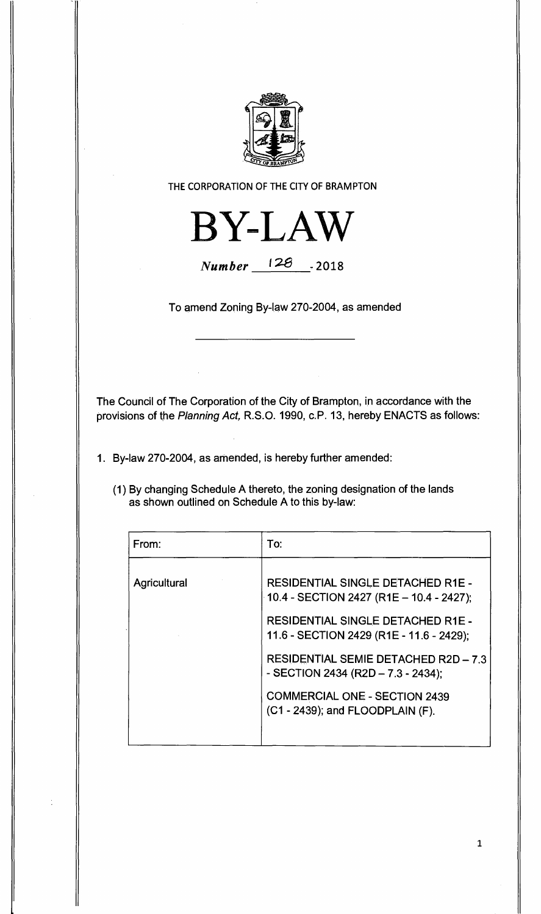THE CORPORATION OF THE CITY OF BRAMPTON

# BY-LAW

*Number* 128 - 2018

To amend Zoning By-law 270-2004, as amended

The Council of The Corporation of the City of Brampton, in accordance with the provisions of the *Planning Act,* R.S.O. 1990, c.P. 13, hereby ENACTS as follows:

1. By-law 270-2004, as amended, is hereby further amended:

   (1) By changing Schedule A thereto, the zoning designation of the lands as shown outlined on Schedule A to this by-law:

| From: | To: |
|---|---|
| Agricultural | RESIDENTIAL SINGLE DETACHED R1E - 10.4 - SECTION 2427 (R1E – 10.4 - 2427);<br><br>RESIDENTIAL SINGLE DETACHED R1E - 11.6 - SECTION 2429 (R1E - 11.6 - 2429);<br><br>RESIDENTIAL SEMIE DETACHED R2D – 7.3 - SECTION 2434 (R2D – 7.3 - 2434);<br><br>COMMERCIAL ONE - SECTION 2439 (C1 - 2439); and FLOODPLAIN (F). |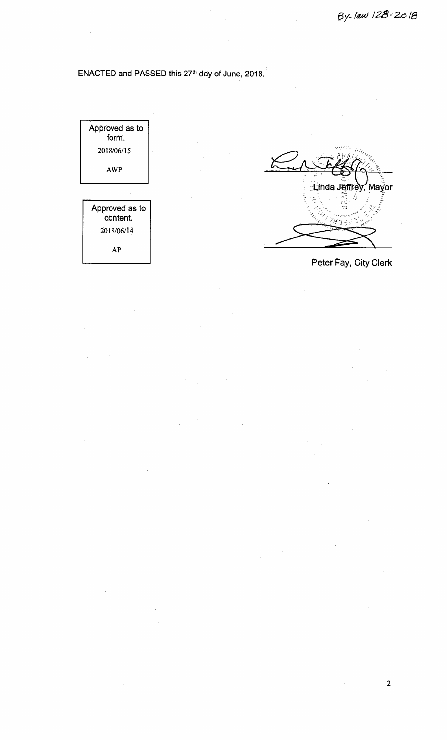By-law 128-2018

ENACTED and PASSED this 27th day of June, 2018.

| Approved as to form. |
| --- |
| 2018/06/15 |
| AWP |

| Approved as to content. |
| --- |
| 2018/06/14 |
| AP |

Linda Jeffrey, Mayor

Peter Fay, City Clerk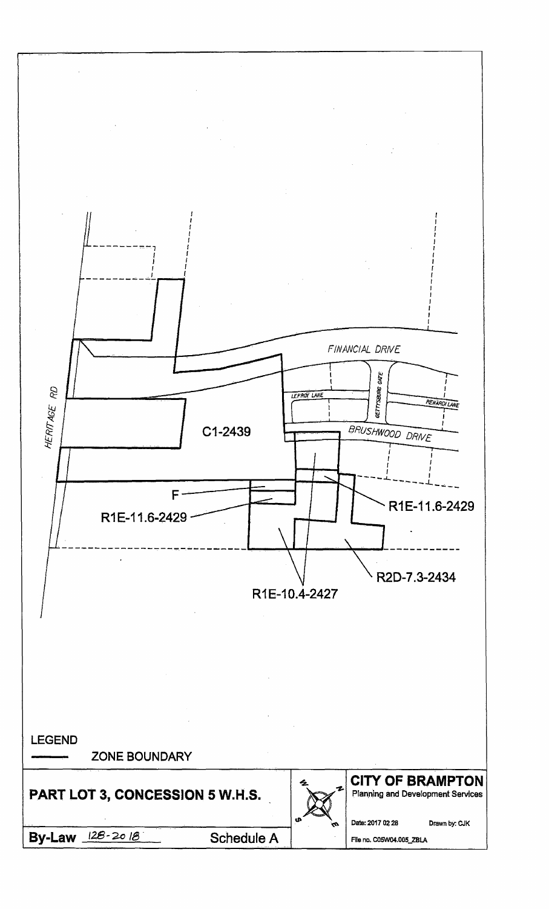FINANCIAL DRIVE

LEFROY LANE

GETTYSBURG GATE

PENARDI LANE

BRUSHWOOD DRIVE

HERITAGE RD

C1-2439

F

R1E-11.6-2429

R1E-11.6-2429

R1E-10.4-2427

R2D-7.3-2434

LEGEND

ZONE BOUNDARY

**PART LOT 3, CONCESSION 5 W.H.S.**

**By-Law** 128-2018 **Schedule A**

**CITY OF BRAMPTON**

Planning and Development Services

Date: 2017 02 28 Drawn by: CJK

File no. C05W04.005_ZBLA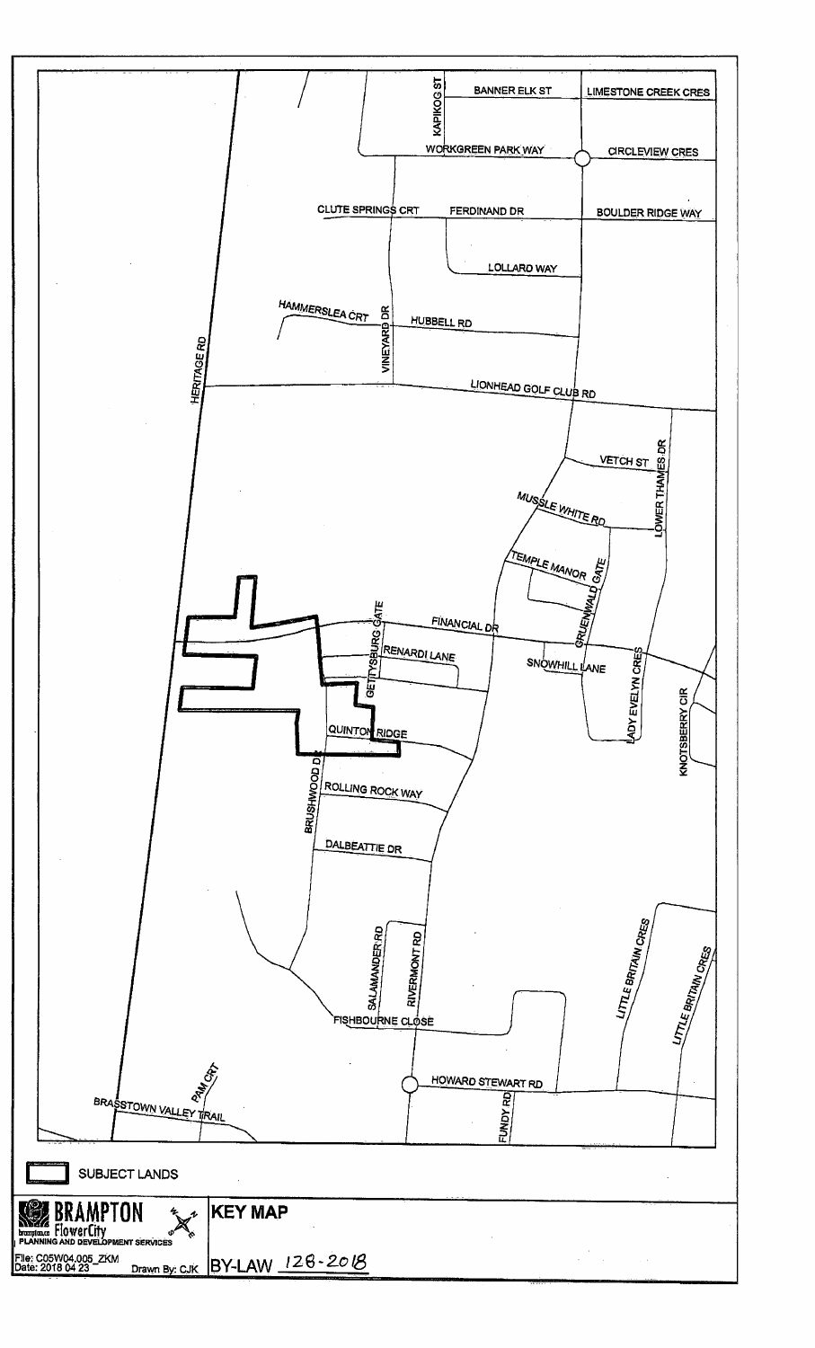BANNER ELK ST

LIMESTONE CREEK CRES

KAPIKOG ST

WORKGREEN PARK WAY

CIRCLEVIEW CRES

CLUTE SPRINGS CRT

FERDINAND DR

BOULDER RIDGE WAY

LOLLARD WAY

HAMMERSLEA CRT

VINEYARD DR

HUBBELL RD

HERITAGE RD

LIONHEAD GOLF CLUB RD

VETCH ST

LOWER THAMES DR

MUSSLE WHITE RD

TEMPLE MANOR

GRUENWALD GATE

FINANCIAL DR

GETTYSBURG GATE

RENARDI LANE

SNOWHILL LANE

LADY EVELYN CRES

KNOTSBERRY CIR

QUINTON RIDGE

BRUSHWOOD DR

ROLLING ROCK WAY

DALBEATTIE DR

SALAMANDER RD

RIVERMONT RD

LITTLE BRITAIN CRES

LITTLE BRITAIN CRES

FISHBOURNE CLOSE

PAM CRT

HOWARD STEWART RD

FUNDY RD

BRASSTOWN VALLEY TRAIL

SUBJECT LANDS

BRAMPTON FlowerCity
PLANNING AND DEVELOPMENT SERVICES

File: C05W04.005_ZKM
Date: 2018 04 23
Drawn By: CJK

**KEY MAP**

BY-LAW 128-2018